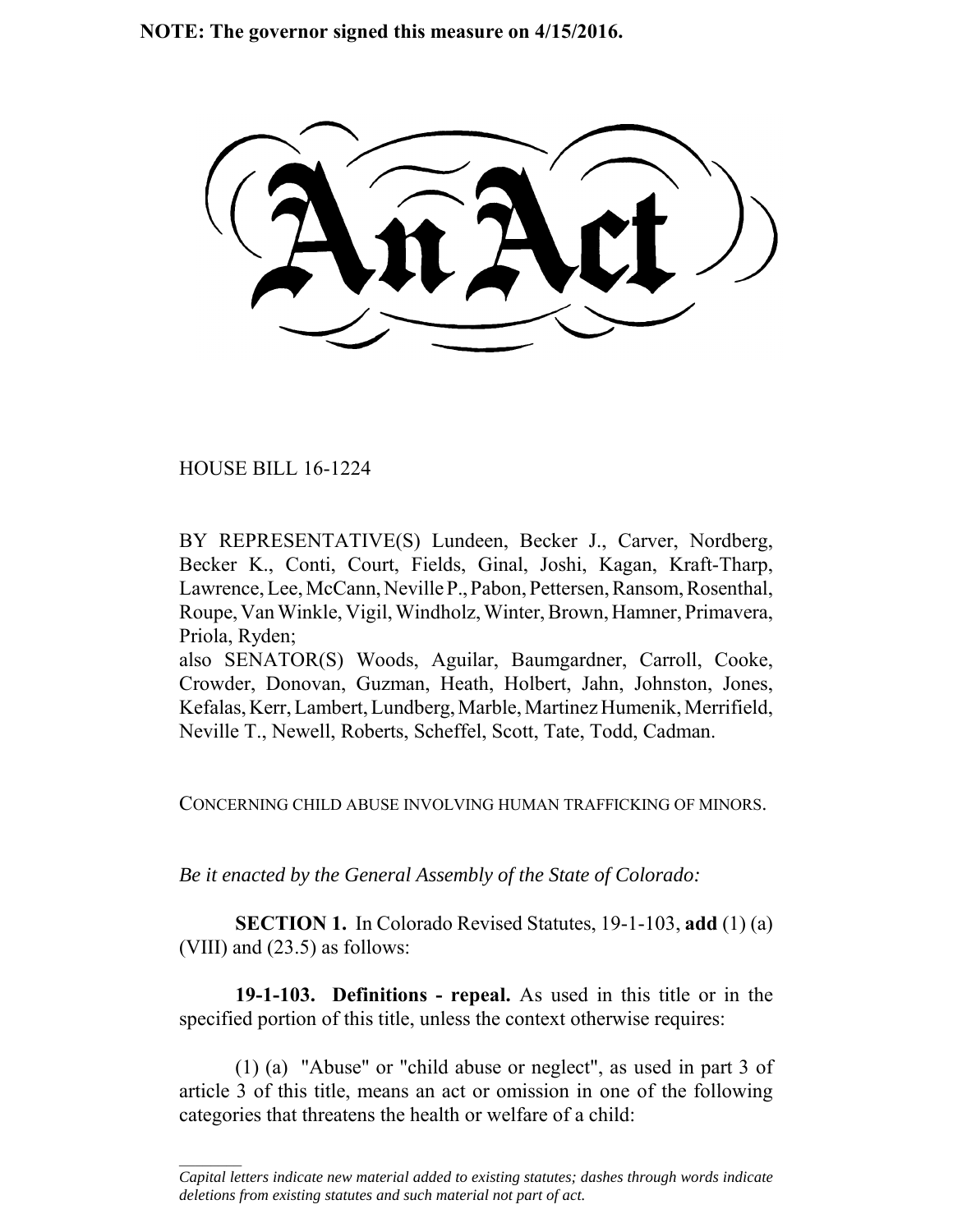**NOTE: The governor signed this measure on 4/15/2016.**

# An Act

HOUSE BILL 16-1224

BY REPRESENTATIVE(S) Lundeen, Becker J., Carver, Nordberg, Becker K., Conti, Court, Fields, Ginal, Joshi, Kagan, Kraft-Tharp, Lawrence, Lee, McCann, Neville P., Pabon, Pettersen, Ransom, Rosenthal, Roupe, Van Winkle, Vigil, Windholz, Winter, Brown, Hamner, Primavera, Priola, Ryden;
also SENATOR(S) Woods, Aguilar, Baumgardner, Carroll, Cooke, Crowder, Donovan, Guzman, Heath, Holbert, Jahn, Johnston, Jones, Kefalas, Kerr, Lambert, Lundberg, Marble, Martinez Humenik, Merrifield, Neville T., Newell, Roberts, Scheffel, Scott, Tate, Todd, Cadman.

CONCERNING CHILD ABUSE INVOLVING HUMAN TRAFFICKING OF MINORS.

*Be it enacted by the General Assembly of the State of Colorado:*

**SECTION 1.** In Colorado Revised Statutes, 19-1-103, **add** (1) (a) (VIII) and (23.5) as follows:

**19-1-103. Definitions - repeal.** As used in this title or in the specified portion of this title, unless the context otherwise requires:

(1) (a) "Abuse" or "child abuse or neglect", as used in part 3 of article 3 of this title, means an act or omission in one of the following categories that threatens the health or welfare of a child:

*Capital letters indicate new material added to existing statutes; dashes through words indicate deletions from existing statutes and such material not part of act.*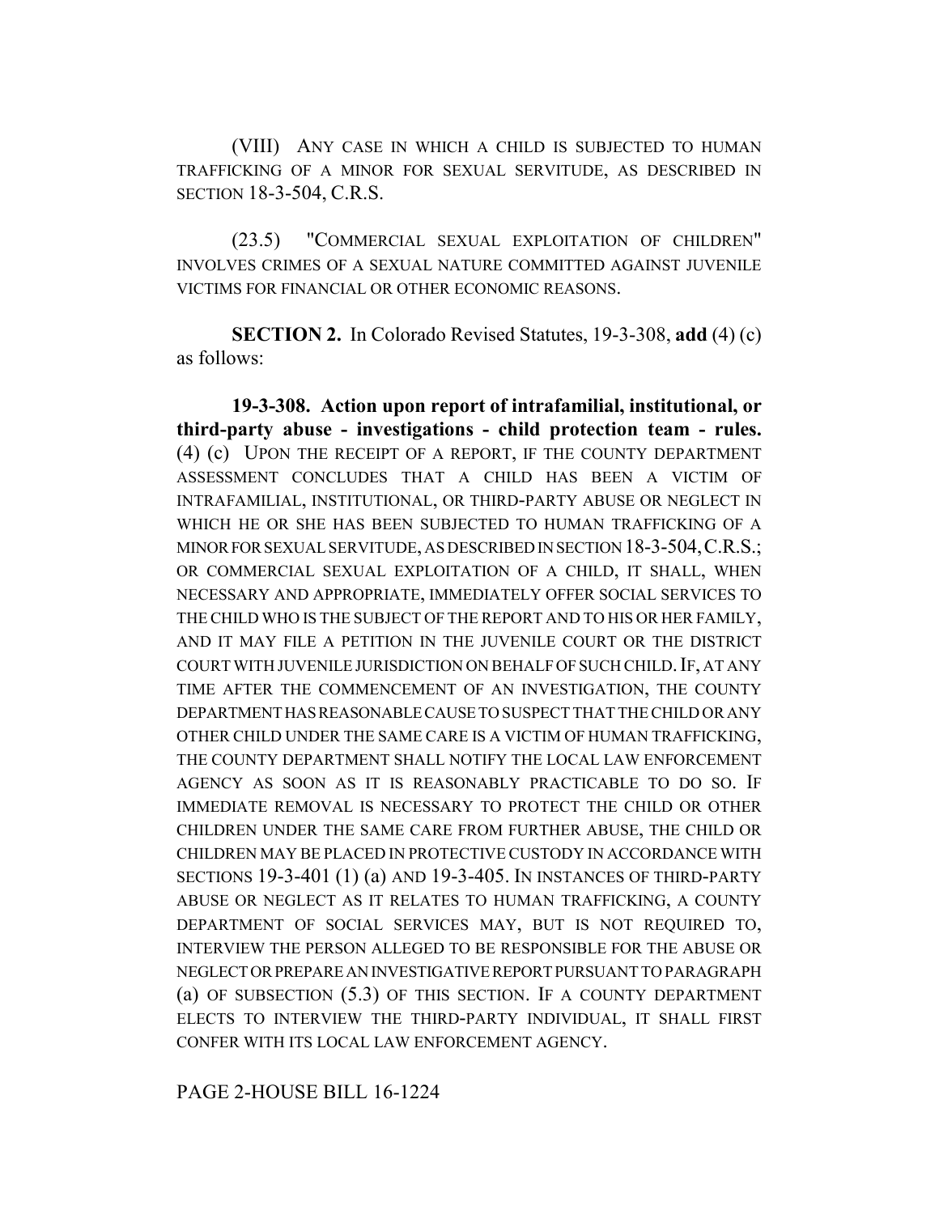(VIII) ANY CASE IN WHICH A CHILD IS SUBJECTED TO HUMAN TRAFFICKING OF A MINOR FOR SEXUAL SERVITUDE, AS DESCRIBED IN SECTION 18-3-504, C.R.S.

(23.5) "COMMERCIAL SEXUAL EXPLOITATION OF CHILDREN" INVOLVES CRIMES OF A SEXUAL NATURE COMMITTED AGAINST JUVENILE VICTIMS FOR FINANCIAL OR OTHER ECONOMIC REASONS.

**SECTION 2.** In Colorado Revised Statutes, 19-3-308, **add** (4) (c) as follows:

**19-3-308. Action upon report of intrafamilial, institutional, or third-party abuse - investigations - child protection team - rules.** (4) (c) UPON THE RECEIPT OF A REPORT, IF THE COUNTY DEPARTMENT ASSESSMENT CONCLUDES THAT A CHILD HAS BEEN A VICTIM OF INTRAFAMILIAL, INSTITUTIONAL, OR THIRD-PARTY ABUSE OR NEGLECT IN WHICH HE OR SHE HAS BEEN SUBJECTED TO HUMAN TRAFFICKING OF A MINOR FOR SEXUAL SERVITUDE, AS DESCRIBED IN SECTION 18-3-504, C.R.S.; OR COMMERCIAL SEXUAL EXPLOITATION OF A CHILD, IT SHALL, WHEN NECESSARY AND APPROPRIATE, IMMEDIATELY OFFER SOCIAL SERVICES TO THE CHILD WHO IS THE SUBJECT OF THE REPORT AND TO HIS OR HER FAMILY, AND IT MAY FILE A PETITION IN THE JUVENILE COURT OR THE DISTRICT COURT WITH JUVENILE JURISDICTION ON BEHALF OF SUCH CHILD. IF, AT ANY TIME AFTER THE COMMENCEMENT OF AN INVESTIGATION, THE COUNTY DEPARTMENT HAS REASONABLE CAUSE TO SUSPECT THAT THE CHILD OR ANY OTHER CHILD UNDER THE SAME CARE IS A VICTIM OF HUMAN TRAFFICKING, THE COUNTY DEPARTMENT SHALL NOTIFY THE LOCAL LAW ENFORCEMENT AGENCY AS SOON AS IT IS REASONABLY PRACTICABLE TO DO SO. IF IMMEDIATE REMOVAL IS NECESSARY TO PROTECT THE CHILD OR OTHER CHILDREN UNDER THE SAME CARE FROM FURTHER ABUSE, THE CHILD OR CHILDREN MAY BE PLACED IN PROTECTIVE CUSTODY IN ACCORDANCE WITH SECTIONS 19-3-401 (1) (a) AND 19-3-405. IN INSTANCES OF THIRD-PARTY ABUSE OR NEGLECT AS IT RELATES TO HUMAN TRAFFICKING, A COUNTY DEPARTMENT OF SOCIAL SERVICES MAY, BUT IS NOT REQUIRED TO, INTERVIEW THE PERSON ALLEGED TO BE RESPONSIBLE FOR THE ABUSE OR NEGLECT OR PREPARE AN INVESTIGATIVE REPORT PURSUANT TO PARAGRAPH (a) OF SUBSECTION (5.3) OF THIS SECTION. IF A COUNTY DEPARTMENT ELECTS TO INTERVIEW THE THIRD-PARTY INDIVIDUAL, IT SHALL FIRST CONFER WITH ITS LOCAL LAW ENFORCEMENT AGENCY.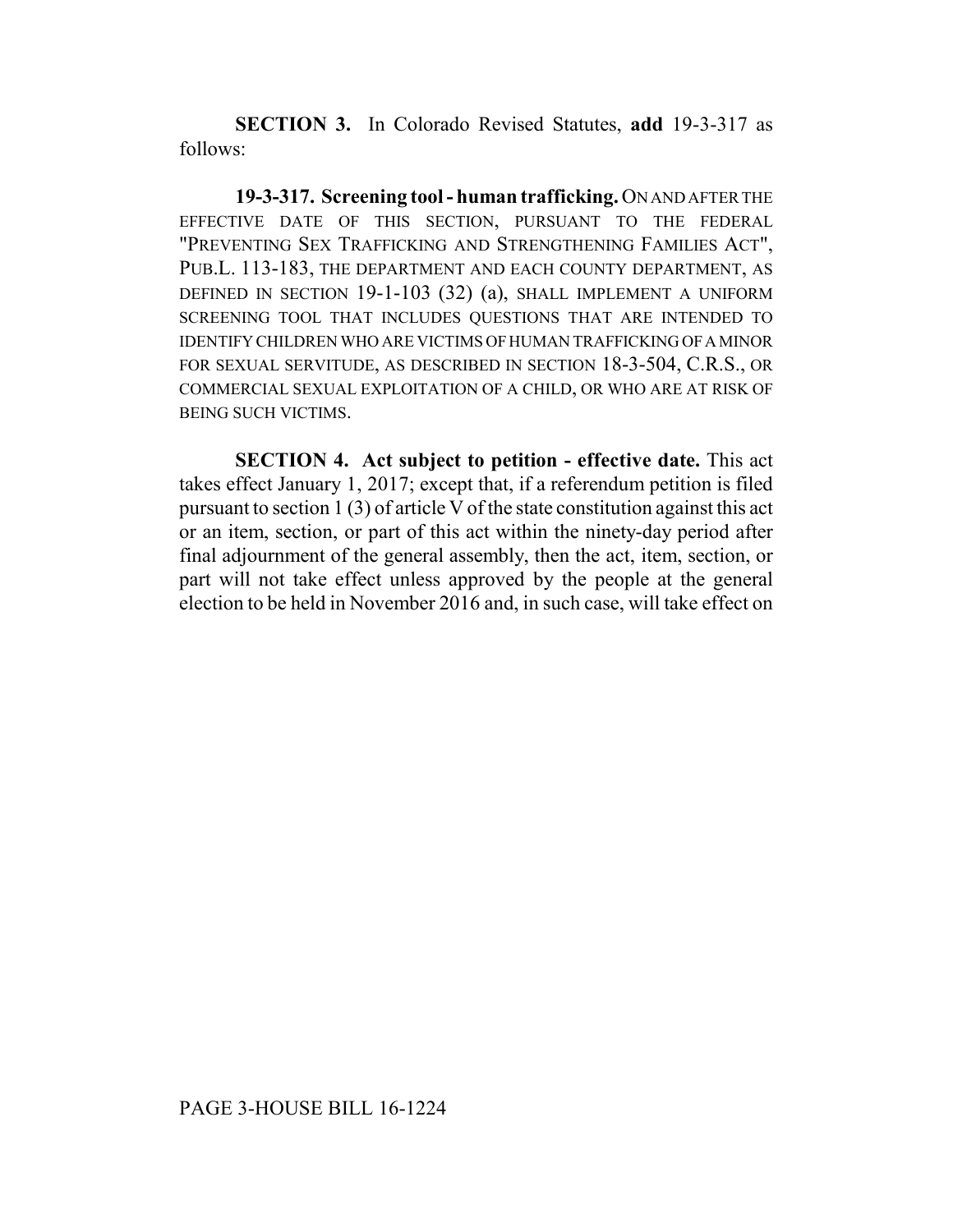**SECTION 3.** In Colorado Revised Statutes, **add** 19-3-317 as follows:

**19-3-317. Screening tool - human trafficking.** ON AND AFTER THE EFFECTIVE DATE OF THIS SECTION, PURSUANT TO THE FEDERAL "PREVENTING SEX TRAFFICKING AND STRENGTHENING FAMILIES ACT", PUB.L. 113-183, THE DEPARTMENT AND EACH COUNTY DEPARTMENT, AS DEFINED IN SECTION 19-1-103 (32) (a), SHALL IMPLEMENT A UNIFORM SCREENING TOOL THAT INCLUDES QUESTIONS THAT ARE INTENDED TO IDENTIFY CHILDREN WHO ARE VICTIMS OF HUMAN TRAFFICKING OF A MINOR FOR SEXUAL SERVITUDE, AS DESCRIBED IN SECTION 18-3-504, C.R.S., OR COMMERCIAL SEXUAL EXPLOITATION OF A CHILD, OR WHO ARE AT RISK OF BEING SUCH VICTIMS.

**SECTION 4. Act subject to petition - effective date.** This act takes effect January 1, 2017; except that, if a referendum petition is filed pursuant to section 1 (3) of article V of the state constitution against this act or an item, section, or part of this act within the ninety-day period after final adjournment of the general assembly, then the act, item, section, or part will not take effect unless approved by the people at the general election to be held in November 2016 and, in such case, will take effect on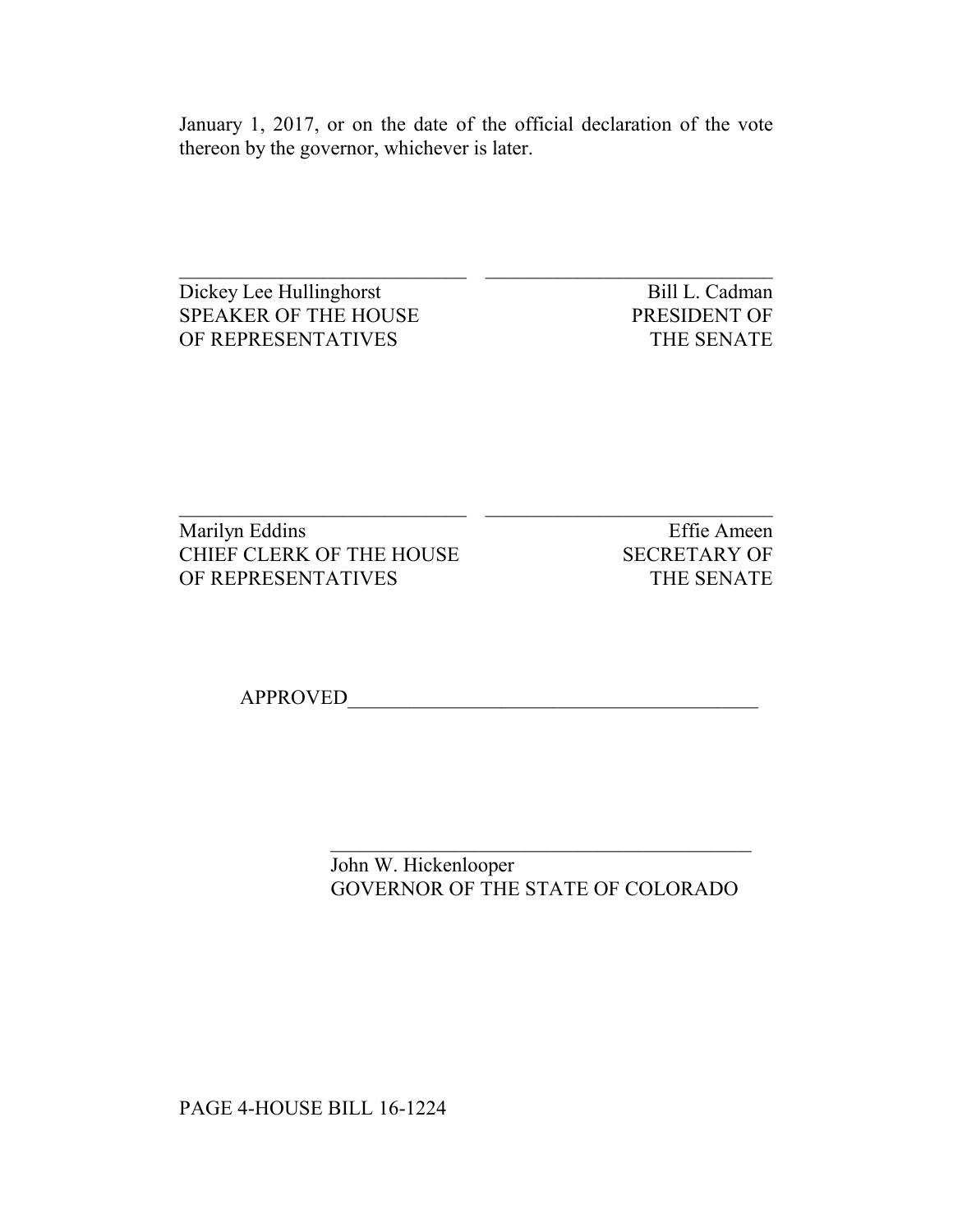January 1, 2017, or on the date of the official declaration of the vote thereon by the governor, whichever is later.

\_\_\_\_\_\_\_\_\_\_\_\_\_\_\_\_\_\_\_\_\_\_\_\_\_\_\_\_

Dickey Lee Hullinghorst
SPEAKER OF THE HOUSE
OF REPRESENTATIVES

\_\_\_\_\_\_\_\_\_\_\_\_\_\_\_\_\_\_\_\_\_\_\_\_\_\_\_\_

Bill L. Cadman
PRESIDENT OF
THE SENATE

\_\_\_\_\_\_\_\_\_\_\_\_\_\_\_\_\_\_\_\_\_\_\_\_\_\_\_\_

Marilyn Eddins
CHIEF CLERK OF THE HOUSE
OF REPRESENTATIVES

\_\_\_\_\_\_\_\_\_\_\_\_\_\_\_\_\_\_\_\_\_\_\_\_\_\_\_\_

Effie Ameen
SECRETARY OF
THE SENATE

APPROVED\_\_\_\_\_\_\_\_\_\_\_\_\_\_\_\_\_\_\_\_\_\_\_\_\_\_\_\_\_\_\_\_\_\_\_\_\_\_\_\_

\_\_\_\_\_\_\_\_\_\_\_\_\_\_\_\_\_\_\_\_\_\_\_\_\_\_\_\_\_\_\_\_\_\_\_\_\_\_\_\_

John W. Hickenlooper
GOVERNOR OF THE STATE OF COLORADO

PAGE 4-HOUSE BILL 16-1224